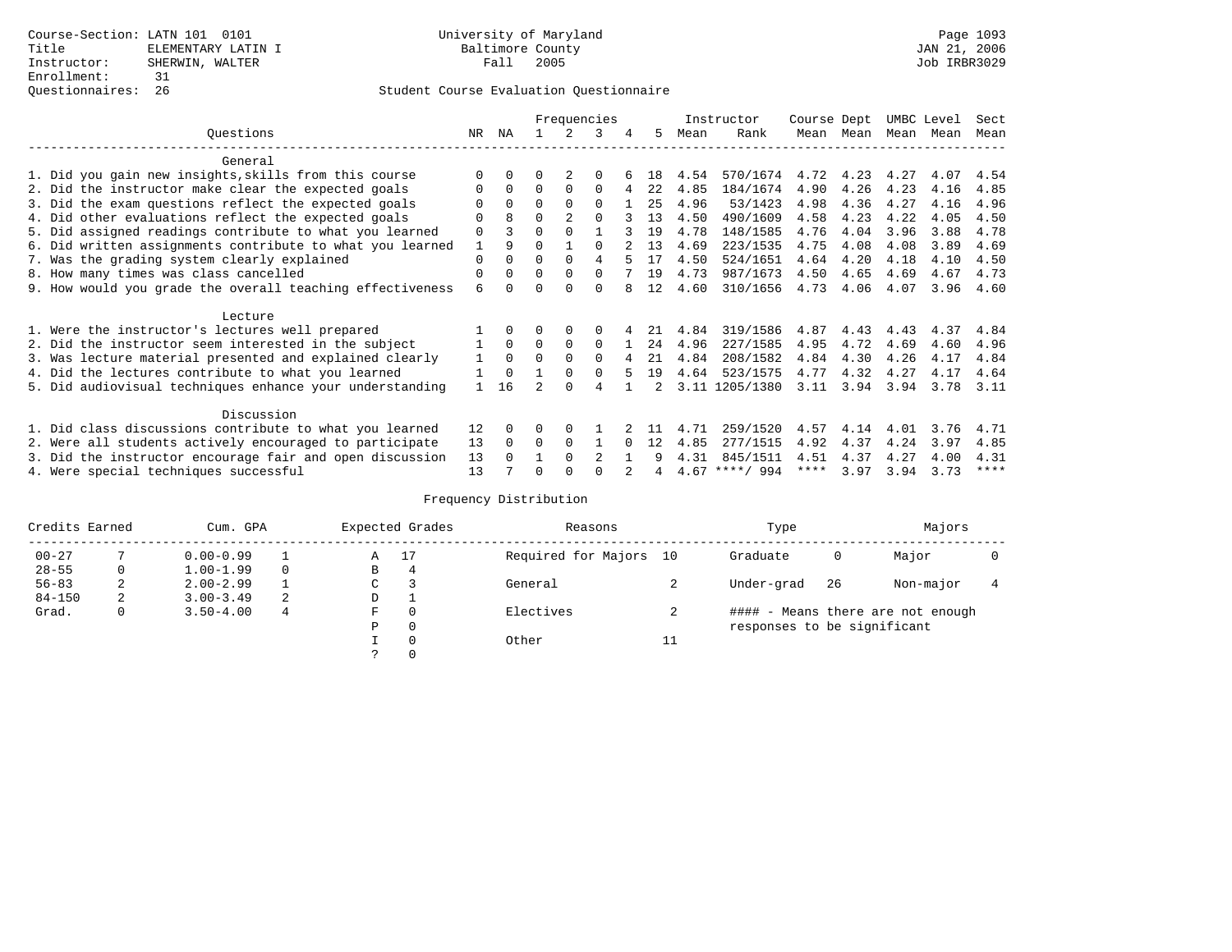Course-Section: LATN 101 0101
Title: ELEMENTARY LATIN I
Instructor: SHERWIN, WALTER
Enrollment: 31
Questionnaires: 26

University of Maryland
Baltimore County
Fall 2005

JAN 21, 2006
Job IRBR3029

## Student Course Evaluation Questionnaire

| Questions | NR | NA | 1 | 2 | 3 | 4 | 5 | Instructor Mean | Instructor Rank | Course Mean | Dept Mean | UMBC Mean | Level Mean | Sect Mean |
|---|---|---|---|---|---|---|---|---|---|---|---|---|---|---|
| **General** | | | | | | | | | | | | | | |
| 1. Did you gain new insights,skills from this course | 0 | 0 | 0 | 2 | 0 | 6 | 18 | 4.54 | 570/1674 | 4.72 | 4.23 | 4.27 | 4.07 | 4.54 |
| 2. Did the instructor make clear the expected goals | 0 | 0 | 0 | 0 | 0 | 4 | 22 | 4.85 | 184/1674 | 4.90 | 4.26 | 4.23 | 4.16 | 4.85 |
| 3. Did the exam questions reflect the expected goals | 0 | 0 | 0 | 0 | 0 | 1 | 25 | 4.96 | 53/1423 | 4.98 | 4.36 | 4.27 | 4.16 | 4.96 |
| 4. Did other evaluations reflect the expected goals | 0 | 8 | 0 | 2 | 0 | 3 | 13 | 4.50 | 490/1609 | 4.58 | 4.23 | 4.22 | 4.05 | 4.50 |
| 5. Did assigned readings contribute to what you learned | 0 | 3 | 0 | 0 | 1 | 3 | 19 | 4.78 | 148/1585 | 4.76 | 4.04 | 3.96 | 3.88 | 4.78 |
| 6. Did written assignments contribute to what you learned | 1 | 9 | 0 | 1 | 0 | 2 | 13 | 4.69 | 223/1535 | 4.75 | 4.08 | 4.08 | 3.89 | 4.69 |
| 7. Was the grading system clearly explained | 0 | 0 | 0 | 0 | 4 | 5 | 17 | 4.50 | 524/1651 | 4.64 | 4.20 | 4.18 | 4.10 | 4.50 |
| 8. How many times was class cancelled | 0 | 0 | 0 | 0 | 0 | 7 | 19 | 4.73 | 987/1673 | 4.50 | 4.65 | 4.69 | 4.67 | 4.73 |
| 9. How would you grade the overall teaching effectiveness | 6 | 0 | 0 | 0 | 0 | 8 | 12 | 4.60 | 310/1656 | 4.73 | 4.06 | 4.07 | 3.96 | 4.60 |
| **Lecture** | | | | | | | | | | | | | | |
| 1. Were the instructor's lectures well prepared | 1 | 0 | 0 | 0 | 0 | 4 | 21 | 4.84 | 319/1586 | 4.87 | 4.43 | 4.43 | 4.37 | 4.84 |
| 2. Did the instructor seem interested in the subject | 1 | 0 | 0 | 0 | 0 | 1 | 24 | 4.96 | 227/1585 | 4.95 | 4.72 | 4.69 | 4.60 | 4.96 |
| 3. Was lecture material presented and explained clearly | 1 | 0 | 0 | 0 | 0 | 4 | 21 | 4.84 | 208/1582 | 4.84 | 4.30 | 4.26 | 4.17 | 4.84 |
| 4. Did the lectures contribute to what you learned | 1 | 0 | 1 | 0 | 0 | 5 | 19 | 4.64 | 523/1575 | 4.77 | 4.32 | 4.27 | 4.17 | 4.64 |
| 5. Did audiovisual techniques enhance your understanding | 1 | 16 | 2 | 0 | 4 | 1 | 2 | 3.11 | 1205/1380 | 3.11 | 3.94 | 3.94 | 3.78 | 3.11 |
| **Discussion** | | | | | | | | | | | | | | |
| 1. Did class discussions contribute to what you learned | 12 | 0 | 0 | 0 | 1 | 2 | 11 | 4.71 | 259/1520 | 4.57 | 4.14 | 4.01 | 3.76 | 4.71 |
| 2. Were all students actively encouraged to participate | 13 | 0 | 0 | 0 | 1 | 0 | 12 | 4.85 | 277/1515 | 4.92 | 4.37 | 4.24 | 3.97 | 4.85 |
| 3. Did the instructor encourage fair and open discussion | 13 | 0 | 1 | 0 | 2 | 1 | 9 | 4.31 | 845/1511 | 4.51 | 4.37 | 4.27 | 4.00 | 4.31 |
| 4. Were special techniques successful | 13 | 7 | 0 | 0 | 0 | 2 | 4 | 4.67 | ****/ 994 | **** | 3.97 | 3.94 | 3.73 | **** |

### Frequency Distribution

| Credits Earned | | Cum. GPA | | Expected Grades | | Reasons | | Type | | Majors | |
|---|---|---|---|---|---|---|---|---|---|---|---|
| 00-27 | 7 | 0.00-0.99 | 1 | A | 17 | Required for Majors | 10 | Graduate | 0 | Major | 0 |
| 28-55 | 0 | 1.00-1.99 | 0 | B | 4 | | | | | | |
| 56-83 | 2 | 2.00-2.99 | 1 | C | 3 | General | 2 | Under-grad | 26 | Non-major | 4 |
| 84-150 | 2 | 3.00-3.49 | 2 | D | 1 | | | | | | |
| Grad. | 0 | 3.50-4.00 | 4 | F | 0 | Electives | 2 | #### - Means there are not enough responses to be significant | | | |
| | | | | P | 0 | | | | | | |
| | | | | I | 0 | Other | 11 | | | | |
| | | | | ? | 0 | | | | | | |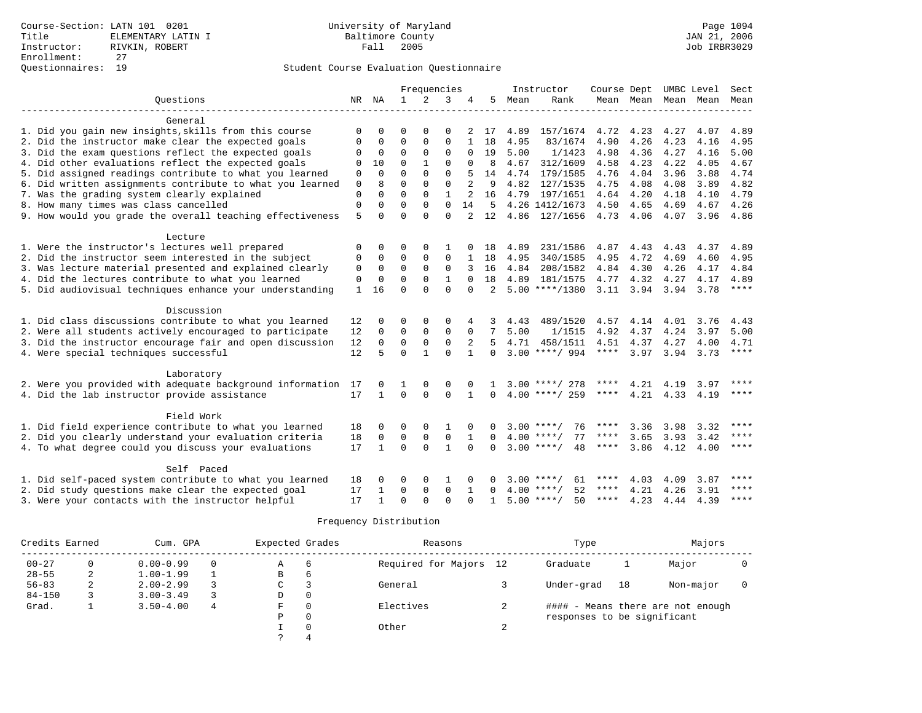Course-Section: LATN 101 0201
Title: ELEMENTARY LATIN I
Instructor: RIVKIN, ROBERT
Enrollment: 27
Questionnaires: 19

University of Maryland
Baltimore County
Fall 2005

Student Course Evaluation Questionnaire

| Questions | NR | NA | 1 | 2 | 3 | 4 | 5 | Instructor Mean | Instructor Rank | Course Mean | Dept Mean | UMBC Mean | Level Mean | Sect Mean |
|---|---|---|---|---|---|---|---|---|---|---|---|---|---|---|
| **General** | | | | | | | | | | | | | | |
| 1. Did you gain new insights,skills from this course | 0 | 0 | 0 | 0 | 0 | 2 | 17 | 4.89 | 157/1674 | 4.72 | 4.23 | 4.27 | 4.07 | 4.89 |
| 2. Did the instructor make clear the expected goals | 0 | 0 | 0 | 0 | 0 | 1 | 18 | 4.95 | 83/1674 | 4.90 | 4.26 | 4.23 | 4.16 | 4.95 |
| 3. Did the exam questions reflect the expected goals | 0 | 0 | 0 | 0 | 0 | 0 | 19 | 5.00 | 1/1423 | 4.98 | 4.36 | 4.27 | 4.16 | 5.00 |
| 4. Did other evaluations reflect the expected goals | 0 | 10 | 0 | 1 | 0 | 0 | 8 | 4.67 | 312/1609 | 4.58 | 4.23 | 4.22 | 4.05 | 4.67 |
| 5. Did assigned readings contribute to what you learned | 0 | 0 | 0 | 0 | 0 | 5 | 14 | 4.74 | 179/1585 | 4.76 | 4.04 | 3.96 | 3.88 | 4.74 |
| 6. Did written assignments contribute to what you learned | 0 | 8 | 0 | 0 | 0 | 2 | 9 | 4.82 | 127/1535 | 4.75 | 4.08 | 4.08 | 3.89 | 4.82 |
| 7. Was the grading system clearly explained | 0 | 0 | 0 | 0 | 1 | 2 | 16 | 4.79 | 197/1651 | 4.64 | 4.20 | 4.18 | 4.10 | 4.79 |
| 8. How many times was class cancelled | 0 | 0 | 0 | 0 | 0 | 14 | 5 | 4.26 | 1412/1673 | 4.50 | 4.65 | 4.69 | 4.67 | 4.26 |
| 9. How would you grade the overall teaching effectiveness | 5 | 0 | 0 | 0 | 0 | 2 | 12 | 4.86 | 127/1656 | 4.73 | 4.06 | 4.07 | 3.96 | 4.86 |
| **Lecture** | | | | | | | | | | | | | | |
| 1. Were the instructor's lectures well prepared | 0 | 0 | 0 | 0 | 1 | 0 | 18 | 4.89 | 231/1586 | 4.87 | 4.43 | 4.43 | 4.37 | 4.89 |
| 2. Did the instructor seem interested in the subject | 0 | 0 | 0 | 0 | 0 | 1 | 18 | 4.95 | 340/1585 | 4.95 | 4.72 | 4.69 | 4.60 | 4.95 |
| 3. Was lecture material presented and explained clearly | 0 | 0 | 0 | 0 | 0 | 3 | 16 | 4.84 | 208/1582 | 4.84 | 4.30 | 4.26 | 4.17 | 4.84 |
| 4. Did the lectures contribute to what you learned | 0 | 0 | 0 | 0 | 1 | 0 | 18 | 4.89 | 181/1575 | 4.77 | 4.32 | 4.27 | 4.17 | 4.89 |
| 5. Did audiovisual techniques enhance your understanding | 1 | 16 | 0 | 0 | 0 | 0 | 2 | 5.00 | ****/1380 | 3.11 | 3.94 | 3.94 | 3.78 | **** |
| **Discussion** | | | | | | | | | | | | | | |
| 1. Did class discussions contribute to what you learned | 12 | 0 | 0 | 0 | 0 | 4 | 3 | 4.43 | 489/1520 | 4.57 | 4.14 | 4.01 | 3.76 | 4.43 |
| 2. Were all students actively encouraged to participate | 12 | 0 | 0 | 0 | 0 | 0 | 7 | 5.00 | 1/1515 | 4.92 | 4.37 | 4.24 | 3.97 | 5.00 |
| 3. Did the instructor encourage fair and open discussion | 12 | 0 | 0 | 0 | 0 | 2 | 5 | 4.71 | 458/1511 | 4.51 | 4.37 | 4.27 | 4.00 | 4.71 |
| 4. Were special techniques successful | 12 | 5 | 0 | 1 | 0 | 1 | 0 | 3.00 | ****/ 994 | **** | 3.97 | 3.94 | 3.73 | **** |
| **Laboratory** | | | | | | | | | | | | | | |
| 2. Were you provided with adequate background information | 17 | 0 | 1 | 0 | 0 | 0 | 1 | 3.00 | ****/ 278 | **** | 4.21 | 4.19 | 3.97 | **** |
| 4. Did the lab instructor provide assistance | 17 | 1 | 0 | 0 | 0 | 1 | 0 | 4.00 | ****/ 259 | **** | 4.21 | 4.33 | 4.19 | **** |
| **Field Work** | | | | | | | | | | | | | | |
| 1. Did field experience contribute to what you learned | 18 | 0 | 0 | 0 | 1 | 0 | 0 | 3.00 | ****/ 76 | **** | 3.36 | 3.98 | 3.32 | **** |
| 2. Did you clearly understand your evaluation criteria | 18 | 0 | 0 | 0 | 0 | 1 | 0 | 4.00 | ****/ 77 | **** | 3.65 | 3.93 | 3.42 | **** |
| 4. To what degree could you discuss your evaluations | 17 | 1 | 0 | 0 | 1 | 0 | 0 | 3.00 | ****/ 48 | **** | 3.86 | 4.12 | 4.00 | **** |
| **Self Paced** | | | | | | | | | | | | | | |
| 1. Did self-paced system contribute to what you learned | 18 | 0 | 0 | 0 | 1 | 0 | 0 | 3.00 | ****/ 61 | **** | 4.03 | 4.09 | 3.87 | **** |
| 2. Did study questions make clear the expected goal | 17 | 1 | 0 | 0 | 0 | 1 | 0 | 4.00 | ****/ 52 | **** | 4.21 | 4.26 | 3.91 | **** |
| 3. Were your contacts with the instructor helpful | 17 | 1 | 0 | 0 | 0 | 0 | 1 | 5.00 | ****/ 50 | **** | 4.23 | 4.44 | 4.39 | **** |

Frequency Distribution

| Credits Earned | | Cum. GPA | | Expected Grades | | Reasons | | Type | | Majors | |
|---|---|---|---|---|---|---|---|---|---|---|---|
| 00-27 | 0 | 0.00-0.99 | 0 | A | 6 | Required for Majors | 12 | Graduate | 1 | Major | 0 |
| 28-55 | 2 | 1.00-1.99 | 1 | B | 6 | | | | | | |
| 56-83 | 2 | 2.00-2.99 | 3 | C | 3 | General | 3 | Under-grad | 18 | Non-major | 0 |
| 84-150 | 3 | 3.00-3.49 | 3 | D | 0 | | | | | | |
| Grad. | 1 | 3.50-4.00 | 4 | F | 0 | Electives | 2 | #### - Means there are not enough responses to be significant | | | |
| | | | | P | 0 | | | | | | |
| | | | | I | 0 | Other | 2 | | | | |
| | | | | ? | 4 | | | | | | |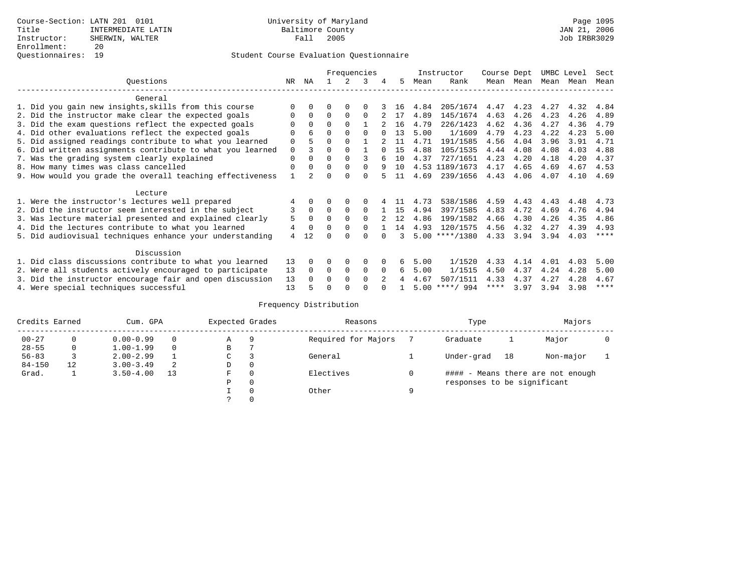Course-Section: LATN 201 0101
Title: INTERMEDIATE LATIN
Instructor: SHERWIN, WALTER
Enrollment: 20
Questionnaires: 19

University of Maryland
Baltimore County
Fall 2005

JAN 21, 2006
Job IRBR3029

## Student Course Evaluation Questionnaire

| Questions | NR | NA | 1 | 2 | 3 | 4 | 5 | Instructor Mean | Instructor Rank | Course Mean | Dept Mean | UMBC Mean | Level Mean | Sect Mean |
|---|---|---|---|---|---|---|---|---|---|---|---|---|---|---|
| **General** | | | | | | | | | | | | | | |
| 1. Did you gain new insights,skills from this course | 0 | 0 | 0 | 0 | 0 | 3 | 16 | 4.84 | 205/1674 | 4.47 | 4.23 | 4.27 | 4.32 | 4.84 |
| 2. Did the instructor make clear the expected goals | 0 | 0 | 0 | 0 | 0 | 2 | 17 | 4.89 | 145/1674 | 4.63 | 4.26 | 4.23 | 4.26 | 4.89 |
| 3. Did the exam questions reflect the expected goals | 0 | 0 | 0 | 0 | 1 | 2 | 16 | 4.79 | 226/1423 | 4.62 | 4.36 | 4.27 | 4.36 | 4.79 |
| 4. Did other evaluations reflect the expected goals | 0 | 6 | 0 | 0 | 0 | 0 | 13 | 5.00 | 1/1609 | 4.79 | 4.23 | 4.22 | 4.23 | 5.00 |
| 5. Did assigned readings contribute to what you learned | 0 | 5 | 0 | 0 | 1 | 2 | 11 | 4.71 | 191/1585 | 4.56 | 4.04 | 3.96 | 3.91 | 4.71 |
| 6. Did written assignments contribute to what you learned | 0 | 3 | 0 | 0 | 1 | 0 | 15 | 4.88 | 105/1535 | 4.44 | 4.08 | 4.08 | 4.03 | 4.88 |
| 7. Was the grading system clearly explained | 0 | 0 | 0 | 0 | 3 | 6 | 10 | 4.37 | 727/1651 | 4.23 | 4.20 | 4.18 | 4.20 | 4.37 |
| 8. How many times was class cancelled | 0 | 0 | 0 | 0 | 0 | 9 | 10 | 4.53 | 1189/1673 | 4.17 | 4.65 | 4.69 | 4.67 | 4.53 |
| 9. How would you grade the overall teaching effectiveness | 1 | 2 | 0 | 0 | 0 | 5 | 11 | 4.69 | 239/1656 | 4.43 | 4.06 | 4.07 | 4.10 | 4.69 |
| **Lecture** | | | | | | | | | | | | | | |
| 1. Were the instructor's lectures well prepared | 4 | 0 | 0 | 0 | 0 | 4 | 11 | 4.73 | 538/1586 | 4.59 | 4.43 | 4.43 | 4.48 | 4.73 |
| 2. Did the instructor seem interested in the subject | 3 | 0 | 0 | 0 | 0 | 1 | 15 | 4.94 | 397/1585 | 4.83 | 4.72 | 4.69 | 4.76 | 4.94 |
| 3. Was lecture material presented and explained clearly | 5 | 0 | 0 | 0 | 0 | 2 | 12 | 4.86 | 199/1582 | 4.66 | 4.30 | 4.26 | 4.35 | 4.86 |
| 4. Did the lectures contribute to what you learned | 4 | 0 | 0 | 0 | 0 | 1 | 14 | 4.93 | 120/1575 | 4.56 | 4.32 | 4.27 | 4.39 | 4.93 |
| 5. Did audiovisual techniques enhance your understanding | 4 | 12 | 0 | 0 | 0 | 0 | 3 | 5.00 | ****/1380 | 4.33 | 3.94 | 3.94 | 4.03 | **** |
| **Discussion** | | | | | | | | | | | | | | |
| 1. Did class discussions contribute to what you learned | 13 | 0 | 0 | 0 | 0 | 0 | 6 | 5.00 | 1/1520 | 4.33 | 4.14 | 4.01 | 4.03 | 5.00 |
| 2. Were all students actively encouraged to participate | 13 | 0 | 0 | 0 | 0 | 0 | 6 | 5.00 | 1/1515 | 4.50 | 4.37 | 4.24 | 4.28 | 5.00 |
| 3. Did the instructor encourage fair and open discussion | 13 | 0 | 0 | 0 | 0 | 2 | 4 | 4.67 | 507/1511 | 4.33 | 4.37 | 4.27 | 4.28 | 4.67 |
| 4. Were special techniques successful | 13 | 5 | 0 | 0 | 0 | 0 | 1 | 5.00 | ****/ 994 | **** | 3.97 | 3.94 | 3.98 | **** |

### Frequency Distribution

| Credits Earned | | Cum. GPA | | Expected Grades | | Reasons | | Type | | Majors | |
|---|---|---|---|---|---|---|---|---|---|---|---|
| 00-27 | 0 | 0.00-0.99 | 0 | A | 9 | Required for Majors | 7 | Graduate | 1 | Major | 0 |
| 28-55 | 0 | 1.00-1.99 | 0 | B | 7 | | | | | | |
| 56-83 | 3 | 2.00-2.99 | 1 | C | 3 | General | 1 | Under-grad | 18 | Non-major | 1 |
| 84-150 | 12 | 3.00-3.49 | 2 | D | 0 | | | | | | |
| Grad. | 1 | 3.50-4.00 | 13 | F | 0 | Electives | 0 | #### - Means there are not enough responses to be significant | | | |
| | | | | P | 0 | | | | | | |
| | | | | I | 0 | Other | 9 | | | | |
| | | | | ? | 0 | | | | | | |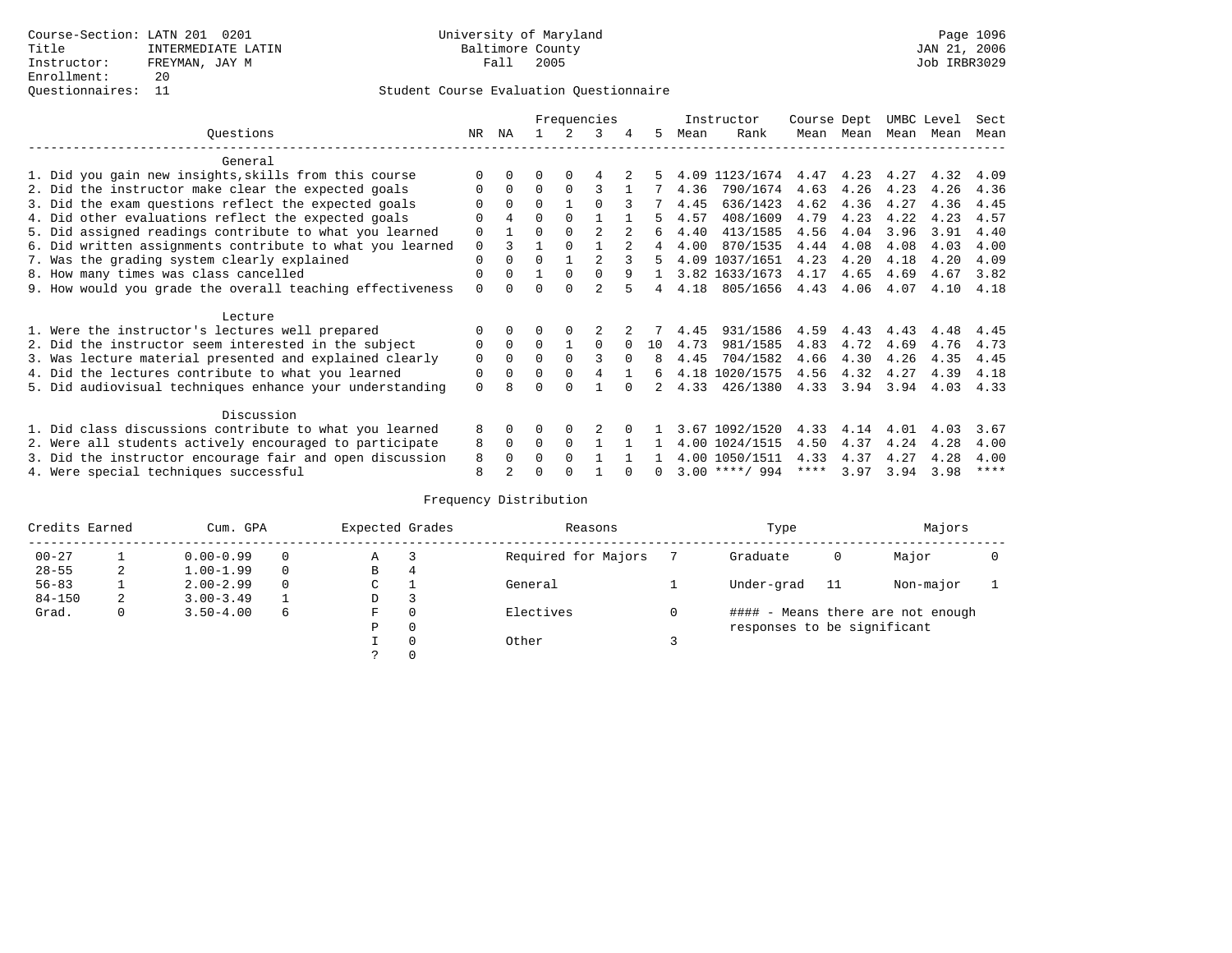Course-Section: LATN 201 0201
Title: INTERMEDIATE LATIN
Instructor: FREYMAN, JAY M
Enrollment: 20
Questionnaires: 11

University of Maryland
Baltimore County
Fall 2005

JAN 21, 2006
Job IRBR3029

## Student Course Evaluation Questionnaire

| Questions | NR | NA | 1 | 2 | 3 | 4 | 5 | Instructor Mean | Instructor Rank | Course Mean | Dept Mean | UMBC Mean | Level Mean | Sect Mean |
|---|---|---|---|---|---|---|---|---|---|---|---|---|---|---|
| **General** | | | | | | | | | | | | | | |
| 1. Did you gain new insights,skills from this course | 0 | 0 | 0 | 0 | 4 | 2 | 5 | 4.09 | 1123/1674 | 4.47 | 4.23 | 4.27 | 4.32 | 4.09 |
| 2. Did the instructor make clear the expected goals | 0 | 0 | 0 | 0 | 3 | 1 | 7 | 4.36 | 790/1674 | 4.63 | 4.26 | 4.23 | 4.26 | 4.36 |
| 3. Did the exam questions reflect the expected goals | 0 | 0 | 0 | 1 | 0 | 3 | 7 | 4.45 | 636/1423 | 4.62 | 4.36 | 4.27 | 4.36 | 4.45 |
| 4. Did other evaluations reflect the expected goals | 0 | 4 | 0 | 0 | 1 | 1 | 5 | 4.57 | 408/1609 | 4.79 | 4.23 | 4.22 | 4.23 | 4.57 |
| 5. Did assigned readings contribute to what you learned | 0 | 1 | 0 | 0 | 2 | 2 | 6 | 4.40 | 413/1585 | 4.56 | 4.04 | 3.96 | 3.91 | 4.40 |
| 6. Did written assignments contribute to what you learned | 0 | 3 | 1 | 0 | 1 | 2 | 4 | 4.00 | 870/1535 | 4.44 | 4.08 | 4.08 | 4.03 | 4.00 |
| 7. Was the grading system clearly explained | 0 | 0 | 0 | 1 | 2 | 3 | 5 | 4.09 | 1037/1651 | 4.23 | 4.20 | 4.18 | 4.20 | 4.09 |
| 8. How many times was class cancelled | 0 | 0 | 1 | 0 | 0 | 9 | 1 | 3.82 | 1633/1673 | 4.17 | 4.65 | 4.69 | 4.67 | 3.82 |
| 9. How would you grade the overall teaching effectiveness | 0 | 0 | 0 | 0 | 2 | 5 | 4 | 4.18 | 805/1656 | 4.43 | 4.06 | 4.07 | 4.10 | 4.18 |
| **Lecture** | | | | | | | | | | | | | | |
| 1. Were the instructor's lectures well prepared | 0 | 0 | 0 | 0 | 2 | 2 | 7 | 4.45 | 931/1586 | 4.59 | 4.43 | 4.43 | 4.48 | 4.45 |
| 2. Did the instructor seem interested in the subject | 0 | 0 | 0 | 1 | 0 | 0 | 10 | 4.73 | 981/1585 | 4.83 | 4.72 | 4.69 | 4.76 | 4.73 |
| 3. Was lecture material presented and explained clearly | 0 | 0 | 0 | 0 | 3 | 0 | 8 | 4.45 | 704/1582 | 4.66 | 4.30 | 4.26 | 4.35 | 4.45 |
| 4. Did the lectures contribute to what you learned | 0 | 0 | 0 | 0 | 4 | 1 | 6 | 4.18 | 1020/1575 | 4.56 | 4.32 | 4.27 | 4.39 | 4.18 |
| 5. Did audiovisual techniques enhance your understanding | 0 | 8 | 0 | 0 | 1 | 0 | 2 | 4.33 | 426/1380 | 4.33 | 3.94 | 3.94 | 4.03 | 4.33 |
| **Discussion** | | | | | | | | | | | | | | |
| 1. Did class discussions contribute to what you learned | 8 | 0 | 0 | 0 | 2 | 0 | 1 | 3.67 | 1092/1520 | 4.33 | 4.14 | 4.01 | 4.03 | 3.67 |
| 2. Were all students actively encouraged to participate | 8 | 0 | 0 | 0 | 1 | 1 | 1 | 4.00 | 1024/1515 | 4.50 | 4.37 | 4.24 | 4.28 | 4.00 |
| 3. Did the instructor encourage fair and open discussion | 8 | 0 | 0 | 0 | 1 | 1 | 1 | 4.00 | 1050/1511 | 4.33 | 4.37 | 4.27 | 4.28 | 4.00 |
| 4. Were special techniques successful | 8 | 2 | 0 | 0 | 1 | 0 | 0 | 3.00 | ****/ 994 | **** | 3.97 | 3.94 | 3.98 | **** |

## Frequency Distribution

| Credits Earned | | Cum. GPA | | Expected Grades | | Reasons | | Type | | Majors | |
|---|---|---|---|---|---|---|---|---|---|---|---|
| 00-27 | 1 | 0.00-0.99 | 0 | A | 3 | Required for Majors | 7 | Graduate | 0 | Major | 0 |
| 28-55 | 2 | 1.00-1.99 | 0 | B | 4 | | | | | | |
| 56-83 | 1 | 2.00-2.99 | 0 | C | 1 | General | 1 | Under-grad | 11 | Non-major | 1 |
| 84-150 | 2 | 3.00-3.49 | 1 | D | 3 | | | | | | |
| Grad. | 0 | 3.50-4.00 | 6 | F | 0 | Electives | 0 | #### - Means there are not enough responses to be significant | | | |
| | | | | P | 0 | | | | | | |
| | | | | I | 0 | Other | 3 | | | | |
| | | | | ? | 0 | | | | | | |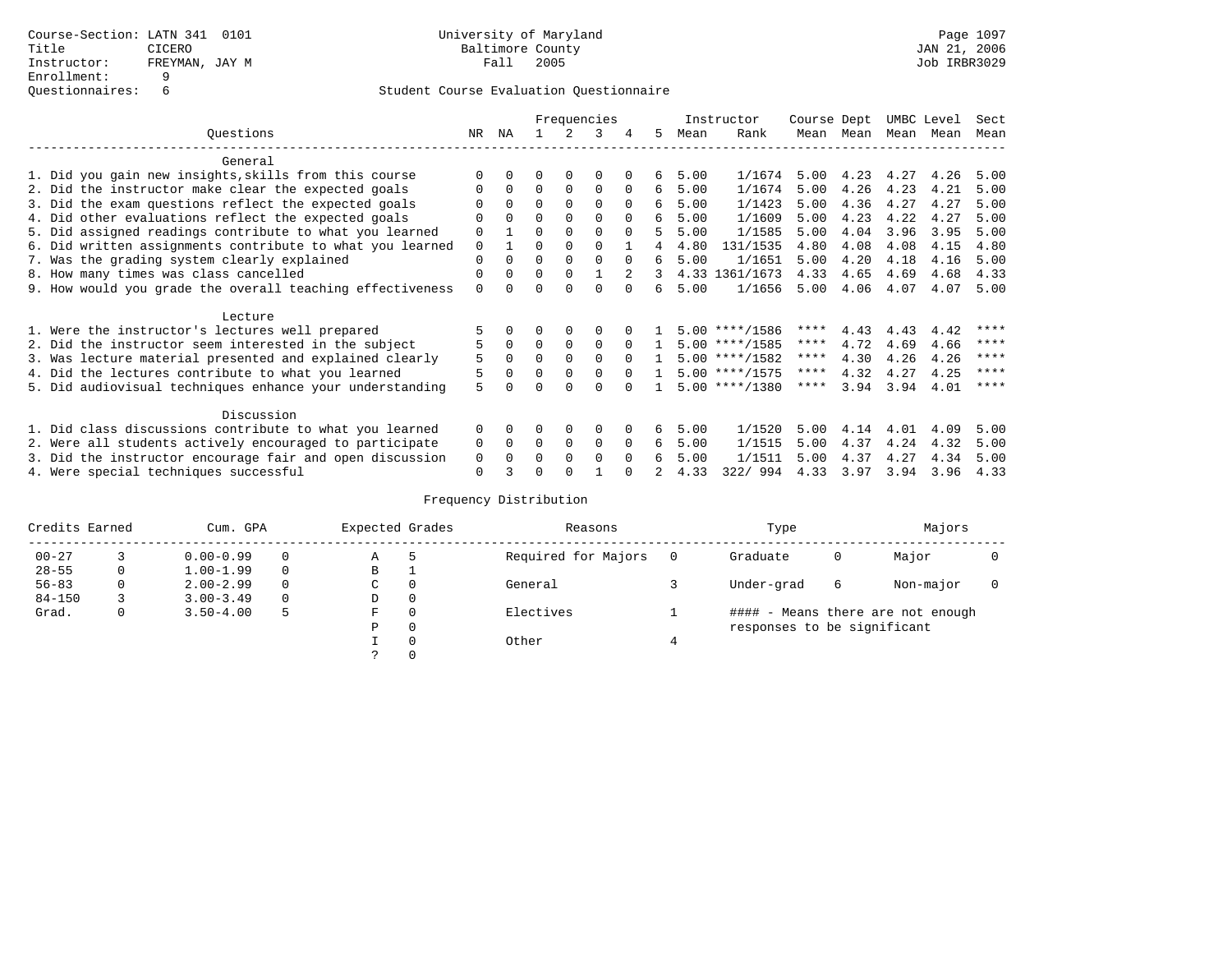Course-Section: LATN 341 0101
Title: CICERO
Instructor: FREYMAN, JAY M
Enrollment: 9
Questionnaires: 6

University of Maryland
Baltimore County
Fall 2005

JAN 21, 2006
Job IRBR3029

Student Course Evaluation Questionnaire

| Questions | NR | NA | 1 | 2 | 3 | 4 | 5 | Instructor Mean | Instructor Rank | Course Mean | Dept Mean | UMBC Mean | Level Mean | Sect Mean |
|---|---|---|---|---|---|---|---|---|---|---|---|---|---|---|
| **General** | | | | | | | | | | | | | | |
| 1. Did you gain new insights,skills from this course | 0 | 0 | 0 | 0 | 0 | 0 | 6 | 5.00 | 1/1674 | 5.00 | 4.23 | 4.27 | 4.26 | 5.00 |
| 2. Did the instructor make clear the expected goals | 0 | 0 | 0 | 0 | 0 | 0 | 6 | 5.00 | 1/1674 | 5.00 | 4.26 | 4.23 | 4.21 | 5.00 |
| 3. Did the exam questions reflect the expected goals | 0 | 0 | 0 | 0 | 0 | 0 | 6 | 5.00 | 1/1423 | 5.00 | 4.36 | 4.27 | 4.27 | 5.00 |
| 4. Did other evaluations reflect the expected goals | 0 | 0 | 0 | 0 | 0 | 0 | 6 | 5.00 | 1/1609 | 5.00 | 4.23 | 4.22 | 4.27 | 5.00 |
| 5. Did assigned readings contribute to what you learned | 0 | 1 | 0 | 0 | 0 | 0 | 5 | 5.00 | 1/1585 | 5.00 | 4.04 | 3.96 | 3.95 | 5.00 |
| 6. Did written assignments contribute to what you learned | 0 | 1 | 0 | 0 | 0 | 1 | 4 | 4.80 | 131/1535 | 4.80 | 4.08 | 4.08 | 4.15 | 4.80 |
| 7. Was the grading system clearly explained | 0 | 0 | 0 | 0 | 0 | 0 | 6 | 5.00 | 1/1651 | 5.00 | 4.20 | 4.18 | 4.16 | 5.00 |
| 8. How many times was class cancelled | 0 | 0 | 0 | 0 | 1 | 2 | 3 | 4.33 | 1361/1673 | 4.33 | 4.65 | 4.69 | 4.68 | 4.33 |
| 9. How would you grade the overall teaching effectiveness | 0 | 0 | 0 | 0 | 0 | 0 | 6 | 5.00 | 1/1656 | 5.00 | 4.06 | 4.07 | 4.07 | 5.00 |
| **Lecture** | | | | | | | | | | | | | | |
| 1. Were the instructor's lectures well prepared | 5 | 0 | 0 | 0 | 0 | 0 | 1 | 5.00 | ****/1586 | **** | 4.43 | 4.43 | 4.42 | **** |
| 2. Did the instructor seem interested in the subject | 5 | 0 | 0 | 0 | 0 | 0 | 1 | 5.00 | ****/1585 | **** | 4.72 | 4.69 | 4.66 | **** |
| 3. Was lecture material presented and explained clearly | 5 | 0 | 0 | 0 | 0 | 0 | 1 | 5.00 | ****/1582 | **** | 4.30 | 4.26 | 4.26 | **** |
| 4. Did the lectures contribute to what you learned | 5 | 0 | 0 | 0 | 0 | 0 | 1 | 5.00 | ****/1575 | **** | 4.32 | 4.27 | 4.25 | **** |
| 5. Did audiovisual techniques enhance your understanding | 5 | 0 | 0 | 0 | 0 | 0 | 1 | 5.00 | ****/1380 | **** | 3.94 | 3.94 | 4.01 | **** |
| **Discussion** | | | | | | | | | | | | | | |
| 1. Did class discussions contribute to what you learned | 0 | 0 | 0 | 0 | 0 | 0 | 6 | 5.00 | 1/1520 | 5.00 | 4.14 | 4.01 | 4.09 | 5.00 |
| 2. Were all students actively encouraged to participate | 0 | 0 | 0 | 0 | 0 | 0 | 6 | 5.00 | 1/1515 | 5.00 | 4.37 | 4.24 | 4.32 | 5.00 |
| 3. Did the instructor encourage fair and open discussion | 0 | 0 | 0 | 0 | 0 | 0 | 6 | 5.00 | 1/1511 | 5.00 | 4.37 | 4.27 | 4.34 | 5.00 |
| 4. Were special techniques successful | 0 | 3 | 0 | 0 | 1 | 0 | 2 | 4.33 | 322/ 994 | 4.33 | 3.97 | 3.94 | 3.96 | 4.33 |

## Frequency Distribution

| Credits Earned | | Cum. GPA | | Expected Grades | | Reasons | | Type | | Majors | |
|---|---|---|---|---|---|---|---|---|---|---|---|
| 00-27 | 3 | 0.00-0.99 | 0 | A | 5 | Required for Majors | 0 | Graduate | 0 | Major | 0 |
| 28-55 | 0 | 1.00-1.99 | 0 | B | 1 | | | | | | |
| 56-83 | 0 | 2.00-2.99 | 0 | C | 0 | General | 3 | Under-grad | 6 | Non-major | 0 |
| 84-150 | 3 | 3.00-3.49 | 0 | D | 0 | | | | | | |
| Grad. | 0 | 3.50-4.00 | 5 | F | 0 | Electives | 1 | | | | |
| | | | | P | 0 | | | | | | |
| | | | | I | 0 | Other | 4 | | | | |
| | | | | ? | 0 | | | | | | |

#### - Means there are not enough responses to be significant